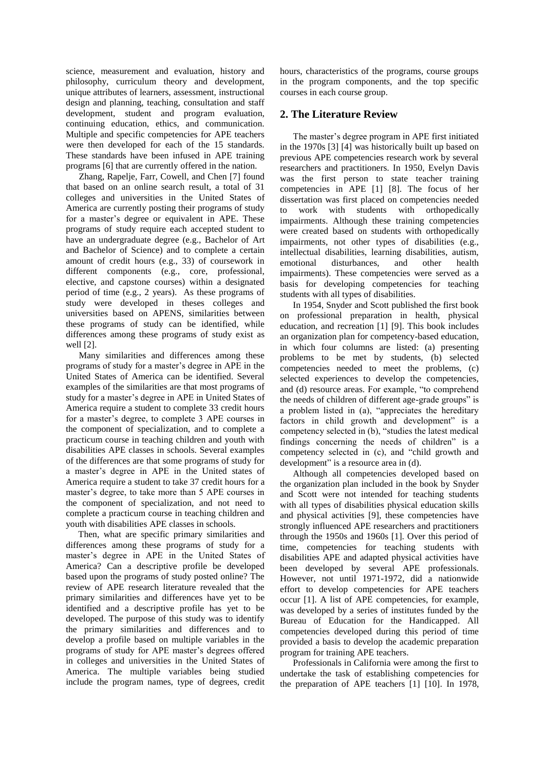science, measurement and evaluation, history and philosophy, curriculum theory and development, unique attributes of learners, assessment, instructional design and planning, teaching, consultation and staff development, student and program evaluation, continuing education, ethics, and communication. Multiple and specific competencies for APE teachers were then developed for each of the 15 standards. These standards have been infused in APE training programs [6] that are currently offered in the nation.

Zhang, Rapelje, Farr, Cowell, and Chen [7] found that based on an online search result, a total of 31 colleges and universities in the United States of America are currently posting their programs of study for a master's degree or equivalent in APE. These programs of study require each accepted student to have an undergraduate degree (e.g., Bachelor of Art and Bachelor of Science) and to complete a certain amount of credit hours (e.g., 33) of coursework in different components (e.g., core, professional, elective, and capstone courses) within a designated period of time (e.g., 2 years). As these programs of study were developed in theses colleges and universities based on APENS, similarities between these programs of study can be identified, while differences among these programs of study exist as well [2].

Many similarities and differences among these programs of study for a master's degree in APE in the United States of America can be identified. Several examples of the similarities are that most programs of study for a master's degree in APE in United States of America require a student to complete 33 credit hours for a master's degree, to complete 3 APE courses in the component of specialization, and to complete a practicum course in teaching children and youth with disabilities APE classes in schools. Several examples of the differences are that some programs of study for a master's degree in APE in the United states of America require a student to take 37 credit hours for a master's degree, to take more than 5 APE courses in the component of specialization, and not need to complete a practicum course in teaching children and youth with disabilities APE classes in schools.

Then, what are specific primary similarities and differences among these programs of study for a master's degree in APE in the United States of America? Can a descriptive profile be developed based upon the programs of study posted online? The review of APE research literature revealed that the primary similarities and differences have yet to be identified and a descriptive profile has yet to be developed. The purpose of this study was to identify the primary similarities and differences and to develop a profile based on multiple variables in the programs of study for APE master's degrees offered in colleges and universities in the United States of America. The multiple variables being studied include the program names, type of degrees, credit hours, characteristics of the programs, course groups in the program components, and the top specific courses in each course group.

## 2. The Literature Review

The master's degree program in APE first initiated in the 1970s [3] [4] was historically built up based on previous APE competencies research work by several researchers and practitioners. In 1950, Evelyn Davis was the first person to state teacher training competencies in APE [1] [8]. The focus of her dissertation was first placed on competencies needed to work with students with orthopedically impairments. Although these training competencies were created based on students with orthopedically impairments, not other types of disabilities (e.g., intellectual disabilities, learning disabilities, autism, emotional disturbances, and other health impairments). These competencies were served as a basis for developing competencies for teaching students with all types of disabilities.

In 1954, Snyder and Scott published the first book on professional preparation in health, physical education, and recreation [1] [9]. This book includes an organization plan for competency-based education, in which four columns are listed: (a) presenting problems to be met by students, (b) selected competencies needed to meet the problems, (c) selected experiences to develop the competencies, and (d) resource areas. For example, "to comprehend the needs of children of different age-grade groups" is a problem listed in (a), "appreciates the hereditary factors in child growth and development" is a competency selected in (b), "studies the latest medical findings concerning the needs of children" is a competency selected in (c), and "child growth and development" is a resource area in (d).

Although all competencies developed based on the organization plan included in the book by Snyder and Scott were not intended for teaching students with all types of disabilities physical education skills and physical activities [9], these competencies have strongly influenced APE researchers and practitioners through the 1950s and 1960s [1]. Over this period of time, competencies for teaching students with disabilities APE and adapted physical activities have been developed by several APE professionals. However, not until 1971-1972, did a nationwide effort to develop competencies for APE teachers occur [1]. A list of APE competencies, for example, was developed by a series of institutes funded by the Bureau of Education for the Handicapped. All competencies developed during this period of time provided a basis to develop the academic preparation program for training APE teachers.

Professionals in California were among the first to undertake the task of establishing competencies for the preparation of APE teachers [1] [10]. In 1978,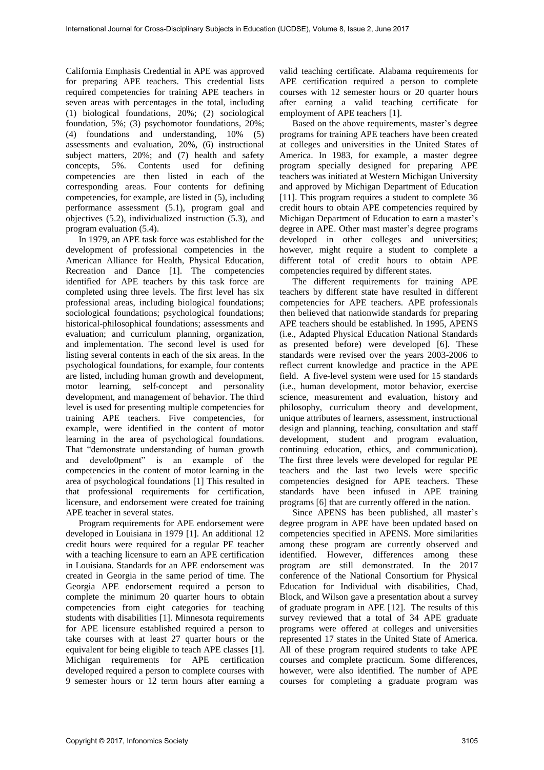California Emphasis Credential in APE was approved for preparing APE teachers. This credential lists required competencies for training APE teachers in seven areas with percentages in the total, including (1) biological foundations, 20%; (2) sociological foundation, 5%; (3) psychomotor foundations, 20%; (4) foundations and understanding, 10% (5) assessments and evaluation, 20%, (6) instructional subject matters, 20%; and (7) health and safety concepts, 5%. Contents used for defining competencies are then listed in each of the corresponding areas. Four contents for defining competencies, for example, are listed in (5), including performance assessment (5.1), program goal and objectives (5.2), individualized instruction (5.3), and program evaluation (5.4).

In 1979, an APE task force was established for the development of professional competencies in the American Alliance for Health, Physical Education, Recreation and Dance [1]. The competencies identified for APE teachers by this task force are completed using three levels. The first level has six professional areas, including biological foundations; sociological foundations; psychological foundations; historical-philosophical foundations; assessments and evaluation; and curriculum planning, organization, and implementation. The second level is used for listing several contents in each of the six areas. In the psychological foundations, for example, four contents are listed, including human growth and development, motor learning, self-concept and personality development, and management of behavior. The third level is used for presenting multiple competencies for training APE teachers. Five competencies, for example, were identified in the content of motor learning in the area of psychological foundations. That "demonstrate understanding of human growth and develo0pment" is an example of the competencies in the content of motor learning in the area of psychological foundations [1] This resulted in that professional requirements for certification, licensure, and endorsement were created foe training APE teacher in several states.

Program requirements for APE endorsement were developed in Louisiana in 1979 [1]. An additional 12 credit hours were required for a regular PE teacher with a teaching licensure to earn an APE certification in Louisiana. Standards for an APE endorsement was created in Georgia in the same period of time. The Georgia APE endorsement required a person to complete the minimum 20 quarter hours to obtain competencies from eight categories for teaching students with disabilities [1]. Minnesota requirements for APE licensure established required a person to take courses with at least 27 quarter hours or the equivalent for being eligible to teach APE classes [1]. Michigan requirements for APE certification developed required a person to complete courses with 9 semester hours or 12 term hours after earning a valid teaching certificate. Alabama requirements for APE certification required a person to complete courses with 12 semester hours or 20 quarter hours after earning a valid teaching certificate for employment of APE teachers [1].

Based on the above requirements, master's degree programs for training APE teachers have been created at colleges and universities in the United States of America. In 1983, for example, a master degree program specially designed for preparing APE teachers was initiated at Western Michigan University and approved by Michigan Department of Education [11]. This program requires a student to complete 36 credit hours to obtain APE competencies required by Michigan Department of Education to earn a master's degree in APE. Other mast master's degree programs developed in other colleges and universities; however, might require a student to complete a different total of credit hours to obtain APE competencies required by different states.

The different requirements for training APE teachers by different state have resulted in different competencies for APE teachers. APE professionals then believed that nationwide standards for preparing APE teachers should be established. In 1995, APENS (i.e., Adapted Physical Education National Standards as presented before) were developed [6]. These standards were revised over the years 2003-2006 to reflect current knowledge and practice in the APE field. A five-level system were used for 15 standards (i.e., human development, motor behavior, exercise science, measurement and evaluation, history and philosophy, curriculum theory and development, unique attributes of learners, assessment, instructional design and planning, teaching, consultation and staff development, student and program evaluation, continuing education, ethics, and communication). The first three levels were developed for regular PE teachers and the last two levels were specific competencies designed for APE teachers. These standards have been infused in APE training programs [6] that are currently offered in the nation.

Since APENS has been published, all master's degree program in APE have been updated based on competencies specified in APENS. More similarities among these program are currently observed and identified. However, differences among these program are still demonstrated. In the 2017 conference of the National Consortium for Physical Education for Individual with disabilities, Chad, Block, and Wilson gave a presentation about a survey of graduate program in APE [12]. The results of this survey reviewed that a total of 34 APE graduate programs were offered at colleges and universities represented 17 states in the United State of America. All of these program required students to take APE courses and complete practicum. Some differences, however, were also identified. The number of APE courses for completing a graduate program was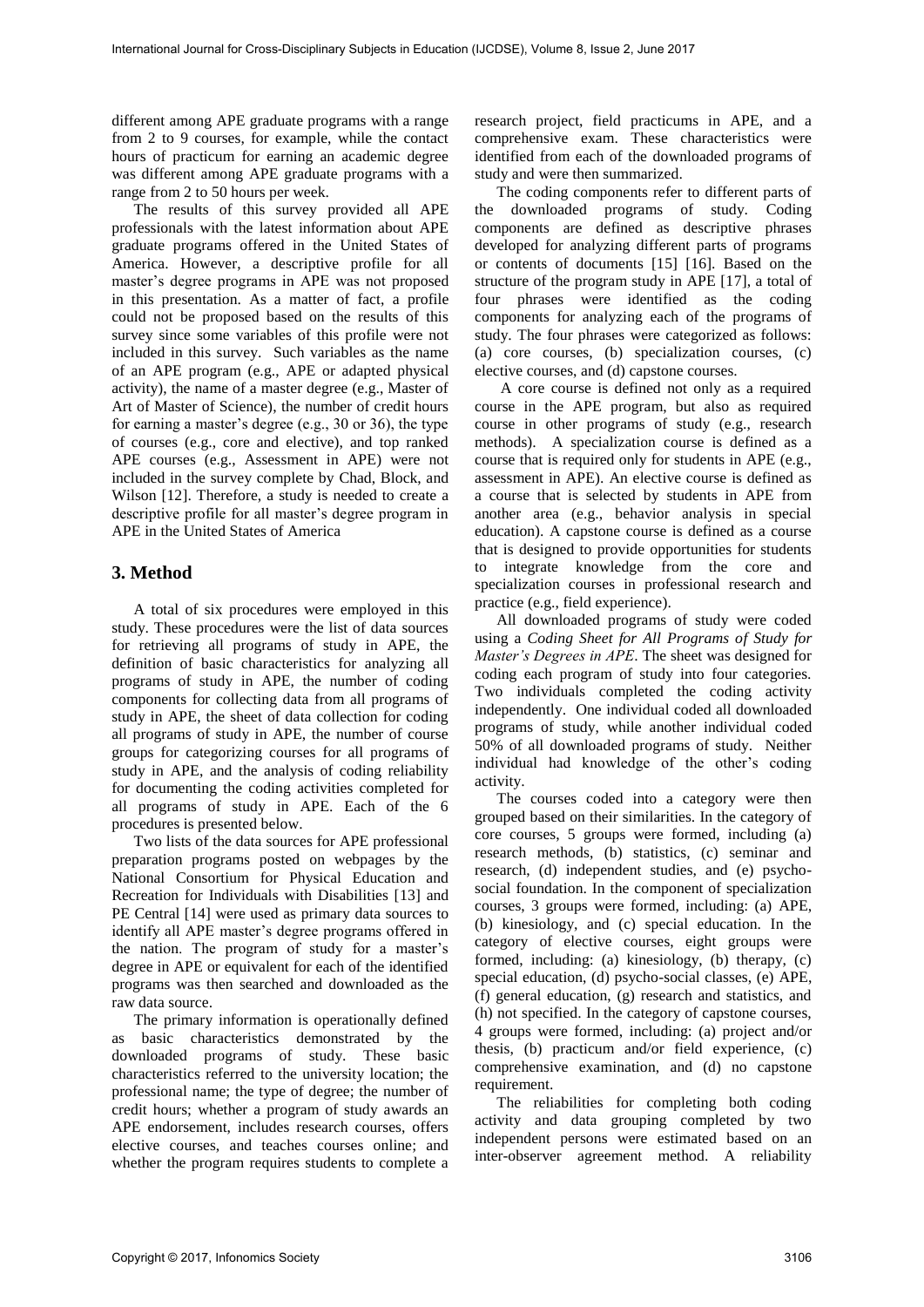different among APE graduate programs with a range from 2 to 9 courses, for example, while the contact hours of practicum for earning an academic degree was different among APE graduate programs with a range from 2 to 50 hours per week.

The results of this survey provided all APE professionals with the latest information about APE graduate programs offered in the United States of America. However, a descriptive profile for all master's degree programs in APE was not proposed in this presentation. As a matter of fact, a profile could not be proposed based on the results of this survey since some variables of this profile were not included in this survey. Such variables as the name of an APE program (e.g., APE or adapted physical activity), the name of a master degree (e.g., Master of Art of Master of Science), the number of credit hours for earning a master's degree (e.g., 30 or 36), the type of courses (e.g., core and elective), and top ranked APE courses (e.g., Assessment in APE) were not included in the survey complete by Chad, Block, and Wilson [12]. Therefore, a study is needed to create a descriptive profile for all master's degree program in APE in the United States of America

## 3. Method

A total of six procedures were employed in this study. These procedures were the list of data sources for retrieving all programs of study in APE, the definition of basic characteristics for analyzing all programs of study in APE, the number of coding components for collecting data from all programs of study in APE, the sheet of data collection for coding all programs of study in APE, the number of course groups for categorizing courses for all programs of study in APE, and the analysis of coding reliability for documenting the coding activities completed for all programs of study in APE. Each of the 6 procedures is presented below.

Two lists of the data sources for APE professional preparation programs posted on webpages by the National Consortium for Physical Education and Recreation for Individuals with Disabilities [13] and PE Central [14] were used as primary data sources to identify all APE master's degree programs offered in the nation. The program of study for a master's degree in APE or equivalent for each of the identified programs was then searched and downloaded as the raw data source.

The primary information is operationally defined as basic characteristics demonstrated by the downloaded programs of study. These basic characteristics referred to the university location; the professional name; the type of degree; the number of credit hours; whether a program of study awards an APE endorsement, includes research courses, offers elective courses, and teaches courses online; and whether the program requires students to complete a research project, field practicums in APE, and a comprehensive exam. These characteristics were identified from each of the downloaded programs of study and were then summarized.

The coding components refer to different parts of the downloaded programs of study. Coding components are defined as descriptive phrases developed for analyzing different parts of programs or contents of documents [15] [16]. Based on the structure of the program study in APE [17], a total of four phrases were identified as the coding components for analyzing each of the programs of study. The four phrases were categorized as follows: (a) core courses, (b) specialization courses, (c) elective courses, and (d) capstone courses.

A core course is defined not only as a required course in the APE program, but also as required course in other programs of study (e.g., research methods). A specialization course is defined as a course that is required only for students in APE (e.g., assessment in APE). An elective course is defined as a course that is selected by students in APE from another area (e.g., behavior analysis in special education). A capstone course is defined as a course that is designed to provide opportunities for students to integrate knowledge from the core and specialization courses in professional research and practice (e.g., field experience).

All downloaded programs of study were coded using a *Coding Sheet for All Programs of Study for Master's Degrees in APE*. The sheet was designed for coding each program of study into four categories. Two individuals completed the coding activity independently. One individual coded all downloaded programs of study, while another individual coded 50% of all downloaded programs of study. Neither individual had knowledge of the other's coding activity.

The courses coded into a category were then grouped based on their similarities. In the category of core courses, 5 groups were formed, including (a) research methods, (b) statistics, (c) seminar and research, (d) independent studies, and (e) psycho-social foundation. In the component of specialization courses, 3 groups were formed, including: (a) APE, (b) kinesiology, and (c) special education. In the category of elective courses, eight groups were formed, including: (a) kinesiology, (b) therapy, (c) special education, (d) psycho-social classes, (e) APE, (f) general education, (g) research and statistics, and (h) not specified. In the category of capstone courses, 4 groups were formed, including: (a) project and/or thesis, (b) practicum and/or field experience, (c) comprehensive examination, and (d) no capstone requirement.

The reliabilities for completing both coding activity and data grouping completed by two independent persons were estimated based on an inter-observer agreement method. A reliability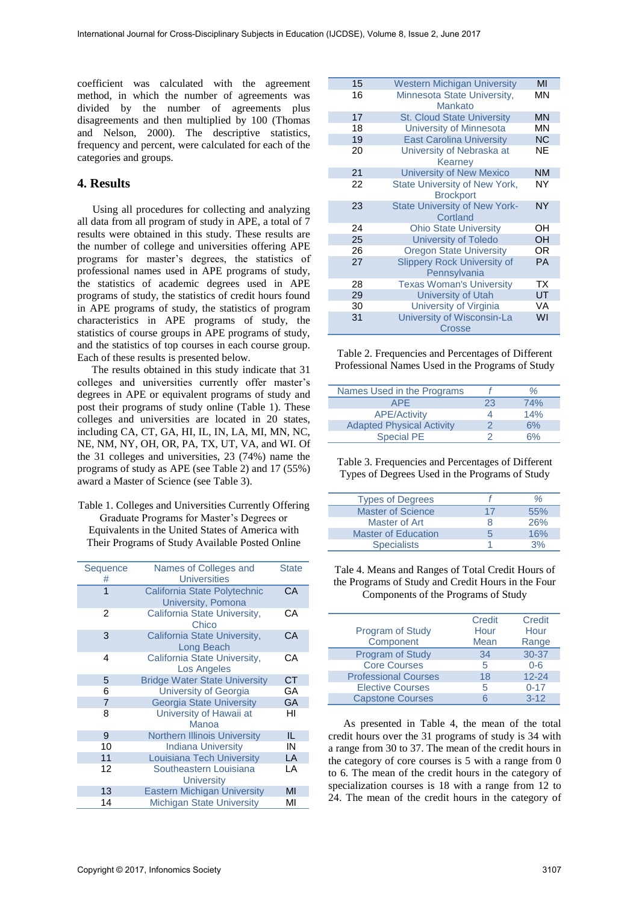coefficient was calculated with the agreement method, in which the number of agreements was divided by the number of agreements plus disagreements and then multiplied by 100 (Thomas and Nelson, 2000). The descriptive statistics, frequency and percent, were calculated for each of the categories and groups.

## 4. Results

Using all procedures for collecting and analyzing all data from all program of study in APE, a total of 7 results were obtained in this study. These results are the number of college and universities offering APE programs for master's degrees, the statistics of professional names used in APE programs of study, the statistics of academic degrees used in APE programs of study, the statistics of credit hours found in APE program of study, the statistics of program characteristics in APE programs of study, the statistics of course groups in APE programs of study, and the statistics of top courses in each course group. Each of these results is presented below.

The results obtained in this study indicate that 31 colleges and universities currently offer master's degrees in APE or equivalent programs of study and post their programs of study online (Table 1). These colleges and universities are located in 20 states, including CA, CT, GA, HI, IL, IN, LA, MI, MN, NC, NE, NM, NY, OH, OR, PA, TX, UT, VA, and WI. Of the 31 colleges and universities, 23 (74%) name the programs of study as APE (see Table 2) and 17 (55%) award a Master of Science (see Table 3).

Table 1. Colleges and Universities Currently Offering Graduate Programs for Master's Degrees or Equivalents in the United States of America with Their Programs of Study Available Posted Online

| Sequence # | Names of Colleges and Universities | State |
|---|---|---|
| 1 | California State Polytechnic University, Pomona | CA |
| 2 | California State University, Chico | CA |
| 3 | California State University, Long Beach | CA |
| 4 | California State University, Los Angeles | CA |
| 5 | Bridge Water State University | CT |
| 6 | University of Georgia | GA |
| 7 | Georgia State University | GA |
| 8 | University of Hawaii at Manoa | HI |
| 9 | Northern Illinois University | IL |
| 10 | Indiana University | IN |
| 11 | Louisiana Tech University | LA |
| 12 | Southeastern Louisiana University | LA |
| 13 | Eastern Michigan University | MI |
| 14 | Michigan State University | MI |
| 15 | Western Michigan University | MI |
| 16 | Minnesota State University, Mankato | MN |
| 17 | St. Cloud State University | MN |
| 18 | University of Minnesota | MN |
| 19 | East Carolina University | NC |
| 20 | University of Nebraska at Kearney | NE |
| 21 | University of New Mexico | NM |
| 22 | State University of New York, Brockport | NY |
| 23 | State University of New York-Cortland | NY |
| 24 | Ohio State University | OH |
| 25 | University of Toledo | OH |
| 26 | Oregon State University | OR |
| 27 | Slippery Rock University of Pennsylvania | PA |
| 28 | Texas Woman's University | TX |
| 29 | University of Utah | UT |
| 30 | University of Virginia | VA |
| 31 | University of Wisconsin-La Crosse | WI |

Table 2. Frequencies and Percentages of Different Professional Names Used in the Programs of Study

| Names Used in the Programs | *f* | % |
|---|---|---|
| APE | 23 | 74% |
| APE/Activity | 4 | 14% |
| Adapted Physical Activity | 2 | 6% |
| Special PE | 2 | 6% |

Table 3. Frequencies and Percentages of Different Types of Degrees Used in the Programs of Study

| Types of Degrees | *f* | % |
|---|---|---|
| Master of Science | 17 | 55% |
| Master of Art | 8 | 26% |
| Master of Education | 5 | 16% |
| Specialists | 1 | 3% |

Tale 4. Means and Ranges of Total Credit Hours of the Programs of Study and Credit Hours in the Four Components of the Programs of Study

| Program of Study Component | Credit Hour Mean | Credit Hour Range |
|---|---|---|
| Program of Study | 34 | 30-37 |
| Core Courses | 5 | 0-6 |
| Professional Courses | 18 | 12-24 |
| Elective Courses | 5 | 0-17 |
| Capstone Courses | 6 | 3-12 |

As presented in Table 4, the mean of the total credit hours over the 31 programs of study is 34 with a range from 30 to 37. The mean of the credit hours in the category of core courses is 5 with a range from 0 to 6. The mean of the credit hours in the category of specialization courses is 18 with a range from 12 to 24. The mean of the credit hours in the category of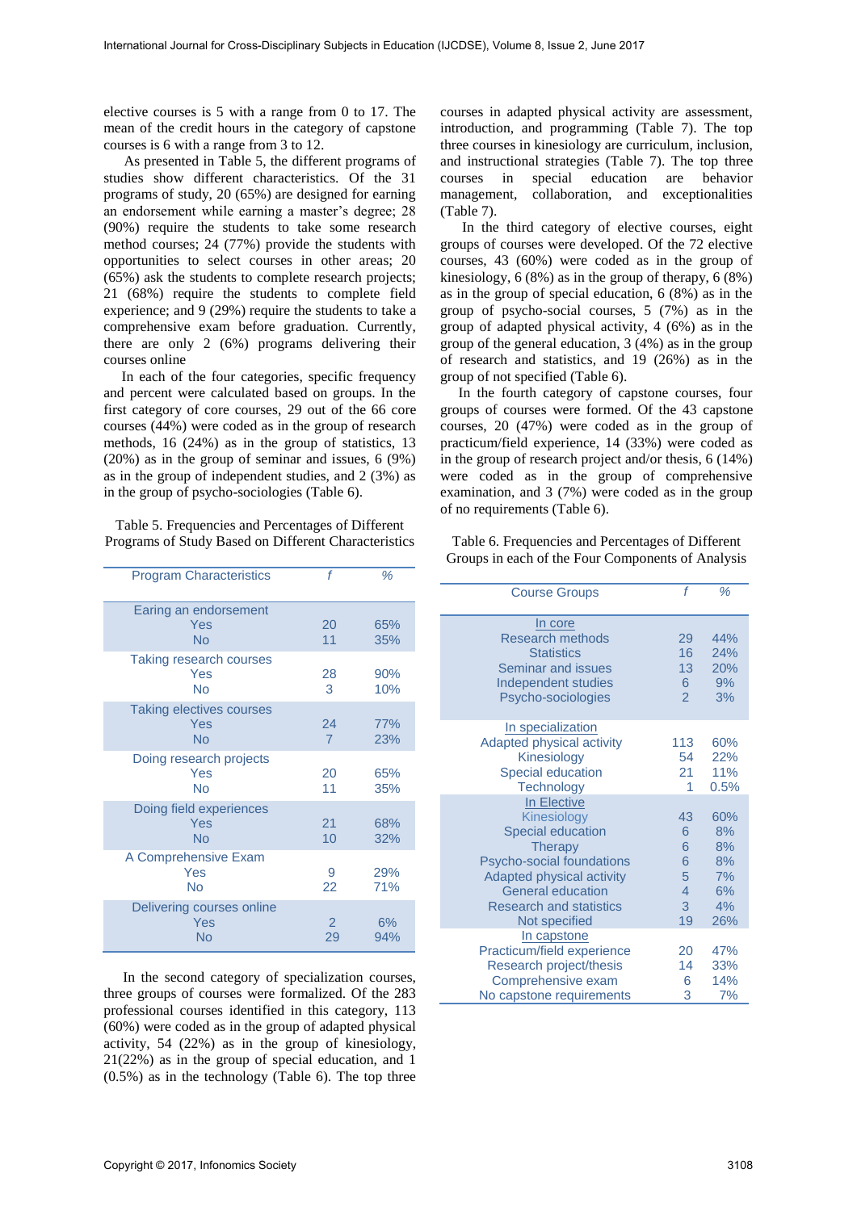elective courses is 5 with a range from 0 to 17. The mean of the credit hours in the category of capstone courses is 6 with a range from 3 to 12.

As presented in Table 5, the different programs of studies show different characteristics. Of the 31 programs of study, 20 (65%) are designed for earning an endorsement while earning a master's degree; 28 (90%) require the students to take some research method courses; 24 (77%) provide the students with opportunities to select courses in other areas; 20 (65%) ask the students to complete research projects; 21 (68%) require the students to complete field experience; and 9 (29%) require the students to take a comprehensive exam before graduation. Currently, there are only 2 (6%) programs delivering their courses online

In each of the four categories, specific frequency and percent were calculated based on groups. In the first category of core courses, 29 out of the 66 core courses (44%) were coded as in the group of research methods, 16 (24%) as in the group of statistics, 13 (20%) as in the group of seminar and issues, 6 (9%) as in the group of independent studies, and 2 (3%) as in the group of psycho-sociologies (Table 6).

Table 5. Frequencies and Percentages of Different Programs of Study Based on Different Characteristics

| Program Characteristics | *f* | % |
|---|---|---|
| Earing an endorsement | | |
| Yes | 20 | 65% |
| No | 11 | 35% |
| Taking research courses | | |
| Yes | 28 | 90% |
| No | 3 | 10% |
| Taking electives courses | | |
| Yes | 24 | 77% |
| No | 7 | 23% |
| Doing research projects | | |
| Yes | 20 | 65% |
| No | 11 | 35% |
| Doing field experiences | | |
| Yes | 21 | 68% |
| No | 10 | 32% |
| A Comprehensive Exam | | |
| Yes | 9 | 29% |
| No | 22 | 71% |
| Delivering courses online | | |
| Yes | 2 | 6% |
| No | 29 | 94% |

In the second category of specialization courses, three groups of courses were formalized. Of the 283 professional courses identified in this category, 113 (60%) were coded as in the group of adapted physical activity, 54 (22%) as in the group of kinesiology, 21(22%) as in the group of special education, and 1 (0.5%) as in the technology (Table 6). The top three courses in adapted physical activity are assessment, introduction, and programming (Table 7). The top three courses in kinesiology are curriculum, inclusion, and instructional strategies (Table 7). The top three courses in special education are behavior management, collaboration, and exceptionalities (Table 7).

In the third category of elective courses, eight groups of courses were developed. Of the 72 elective courses, 43 (60%) were coded as in the group of kinesiology, 6 (8%) as in the group of therapy, 6 (8%) as in the group of special education, 6 (8%) as in the group of psycho-social courses, 5 (7%) as in the group of adapted physical activity, 4 (6%) as in the group of the general education, 3 (4%) as in the group of research and statistics, and 19 (26%) as in the group of not specified (Table 6).

In the fourth category of capstone courses, four groups of courses were formed. Of the 43 capstone courses, 20 (47%) were coded as in the group of practicum/field experience, 14 (33%) were coded as in the group of research project and/or thesis, 6 (14%) were coded as in the group of comprehensive examination, and 3 (7%) were coded as in the group of no requirements (Table 6).

Table 6. Frequencies and Percentages of Different Groups in each of the Four Components of Analysis

| Course Groups | *f* | % |
|---|---|---|
| In core | | |
| Research methods | 29 | 44% |
| Statistics | 16 | 24% |
| Seminar and issues | 13 | 20% |
| Independent studies | 6 | 9% |
| Psycho-sociologies | 2 | 3% |
| In specialization | | |
| Adapted physical activity | 113 | 60% |
| Kinesiology | 54 | 22% |
| Special education | 21 | 11% |
| Technology | 1 | 0.5% |
| In Elective | | |
| Kinesiology | 43 | 60% |
| Special education | 6 | 8% |
| Therapy | 6 | 8% |
| Psycho-social foundations | 6 | 8% |
| Adapted physical activity | 5 | 7% |
| General education | 4 | 6% |
| Research and statistics | 3 | 4% |
| Not specified | 19 | 26% |
| In capstone | | |
| Practicum/field experience | 20 | 47% |
| Research project/thesis | 14 | 33% |
| Comprehensive exam | 6 | 14% |
| No capstone requirements | 3 | 7% |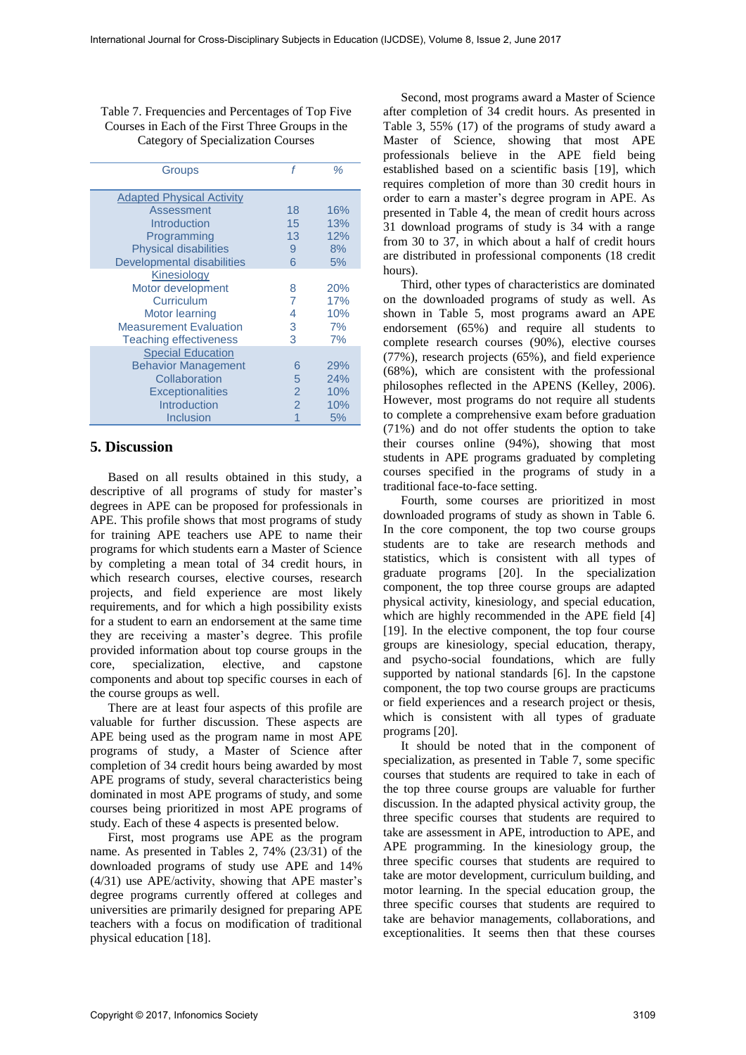Table 7. Frequencies and Percentages of Top Five Courses in Each of the First Three Groups in the Category of Specialization Courses

| Groups | *f* | % |
|---|---|---|
| Adapted Physical Activity | | |
| Assessment | 18 | 16% |
| Introduction | 15 | 13% |
| Programming | 13 | 12% |
| Physical disabilities | 9 | 8% |
| Developmental disabilities | 6 | 5% |
| Kinesiology | | |
| Motor development | 8 | 20% |
| Curriculum | 7 | 17% |
| Motor learning | 4 | 10% |
| Measurement Evaluation | 3 | 7% |
| Teaching effectiveness | 3 | 7% |
| Special Education | | |
| Behavior Management | 6 | 29% |
| Collaboration | 5 | 24% |
| Exceptionalities | 2 | 10% |
| Introduction | 2 | 10% |
| Inclusion | 1 | 5% |

## 5. Discussion

Based on all results obtained in this study, a descriptive of all programs of study for master's degrees in APE can be proposed for professionals in APE. This profile shows that most programs of study for training APE teachers use APE to name their programs for which students earn a Master of Science by completing a mean total of 34 credit hours, in which research courses, elective courses, research projects, and field experience are most likely requirements, and for which a high possibility exists for a student to earn an endorsement at the same time they are receiving a master's degree. This profile provided information about top course groups in the core, specialization, elective, and capstone components and about top specific courses in each of the course groups as well.

There are at least four aspects of this profile are valuable for further discussion. These aspects are APE being used as the program name in most APE programs of study, a Master of Science after completion of 34 credit hours being awarded by most APE programs of study, several characteristics being dominated in most APE programs of study, and some courses being prioritized in most APE programs of study. Each of these 4 aspects is presented below.

First, most programs use APE as the program name. As presented in Tables 2, 74% (23/31) of the downloaded programs of study use APE and 14% (4/31) use APE/activity, showing that APE master's degree programs currently offered at colleges and universities are primarily designed for preparing APE teachers with a focus on modification of traditional physical education [18].

Second, most programs award a Master of Science after completion of 34 credit hours. As presented in Table 3, 55% (17) of the programs of study award a Master of Science, showing that most APE professionals believe in the APE field being established based on a scientific basis [19], which requires completion of more than 30 credit hours in order to earn a master's degree program in APE. As presented in Table 4, the mean of credit hours across 31 download programs of study is 34 with a range from 30 to 37, in which about a half of credit hours are distributed in professional components (18 credit hours).

Third, other types of characteristics are dominated on the downloaded programs of study as well. As shown in Table 5, most programs award an APE endorsement (65%) and require all students to complete research courses (90%), elective courses (77%), research projects (65%), and field experience (68%), which are consistent with the professional philosophes reflected in the APENS (Kelley, 2006). However, most programs do not require all students to complete a comprehensive exam before graduation (71%) and do not offer students the option to take their courses online (94%), showing that most students in APE programs graduated by completing courses specified in the programs of study in a traditional face-to-face setting.

Fourth, some courses are prioritized in most downloaded programs of study as shown in Table 6. In the core component, the top two course groups students are to take are research methods and statistics, which is consistent with all types of graduate programs [20]. In the specialization component, the top three course groups are adapted physical activity, kinesiology, and special education, which are highly recommended in the APE field [4] [19]. In the elective component, the top four course groups are kinesiology, special education, therapy, and psycho-social foundations, which are fully supported by national standards [6]. In the capstone component, the top two course groups are practicums or field experiences and a research project or thesis, which is consistent with all types of graduate programs [20].

It should be noted that in the component of specialization, as presented in Table 7, some specific courses that students are required to take in each of the top three course groups are valuable for further discussion. In the adapted physical activity group, the three specific courses that students are required to take are assessment in APE, introduction to APE, and APE programming. In the kinesiology group, the three specific courses that students are required to take are motor development, curriculum building, and motor learning. In the special education group, the three specific courses that students are required to take are behavior managements, collaborations, and exceptionalities. It seems then that these courses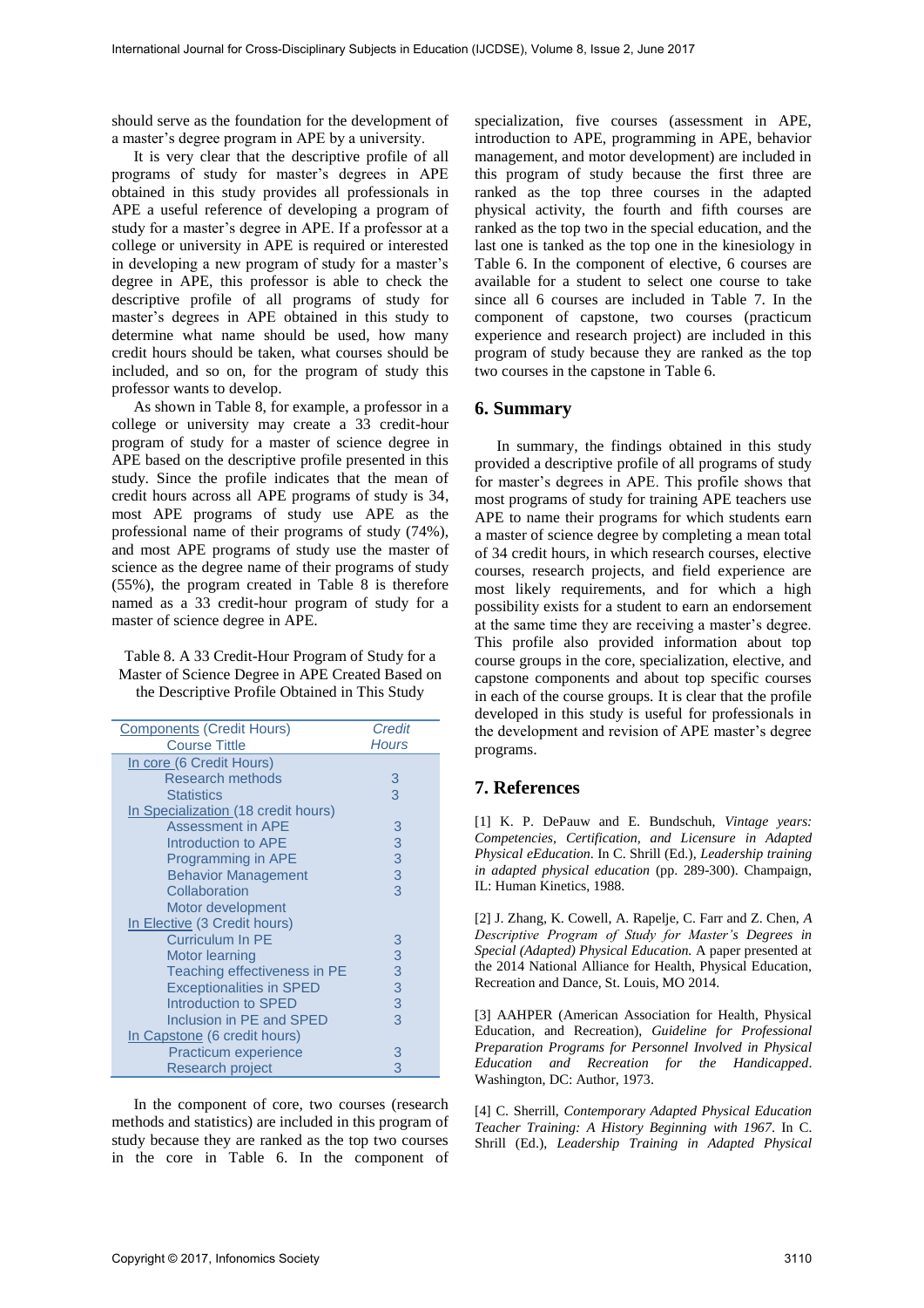should serve as the foundation for the development of a master's degree program in APE by a university.

It is very clear that the descriptive profile of all programs of study for master's degrees in APE obtained in this study provides all professionals in APE a useful reference of developing a program of study for a master's degree in APE. If a professor at a college or university in APE is required or interested in developing a new program of study for a master's degree in APE, this professor is able to check the descriptive profile of all programs of study for master's degrees in APE obtained in this study to determine what name should be used, how many credit hours should be taken, what courses should be included, and so on, for the program of study this professor wants to develop.

As shown in Table 8, for example, a professor in a college or university may create a 33 credit-hour program of study for a master of science degree in APE based on the descriptive profile presented in this study. Since the profile indicates that the mean of credit hours across all APE programs of study is 34, most APE programs of study use APE as the professional name of their programs of study (74%), and most APE programs of study use the master of science as the degree name of their programs of study (55%), the program created in Table 8 is therefore named as a 33 credit-hour program of study for a master of science degree in APE.

Table 8. A 33 Credit-Hour Program of Study for a Master of Science Degree in APE Created Based on the Descriptive Profile Obtained in This Study

| Components (Credit Hours) Course Tittle | Credit Hours |
|---|---|
| In core (6 Credit Hours) | |
| Research methods | 3 |
| Statistics | 3 |
| In Specialization (18 credit hours) | |
| Assessment in APE | 3 |
| Introduction to APE | 3 |
| Programming in APE | 3 |
| Behavior Management | 3 |
| Collaboration | 3 |
| Motor development | |
| In Elective (3 Credit hours) | |
| Curriculum In PE | 3 |
| Motor learning | 3 |
| Teaching effectiveness in PE | 3 |
| Exceptionalities in SPED | 3 |
| Introduction to SPED | 3 |
| Inclusion in PE and SPED | 3 |
| In Capstone (6 credit hours) | |
| Practicum experience | 3 |
| Research project | 3 |

In the component of core, two courses (research methods and statistics) are included in this program of study because they are ranked as the top two courses in the core in Table 6. In the component of specialization, five courses (assessment in APE, introduction to APE, programming in APE, behavior management, and motor development) are included in this program of study because the first three are ranked as the top three courses in the adapted physical activity, the fourth and fifth courses are ranked as the top two in the special education, and the last one is tanked as the top one in the kinesiology in Table 6. In the component of elective, 6 courses are available for a student to select one course to take since all 6 courses are included in Table 7. In the component of capstone, two courses (practicum experience and research project) are included in this program of study because they are ranked as the top two courses in the capstone in Table 6.

## 6. Summary

In summary, the findings obtained in this study provided a descriptive profile of all programs of study for master's degrees in APE. This profile shows that most programs of study for training APE teachers use APE to name their programs for which students earn a master of science degree by completing a mean total of 34 credit hours, in which research courses, elective courses, research projects, and field experience are most likely requirements, and for which a high possibility exists for a student to earn an endorsement at the same time they are receiving a master's degree. This profile also provided information about top course groups in the core, specialization, elective, and capstone components and about top specific courses in each of the course groups. It is clear that the profile developed in this study is useful for professionals in the development and revision of APE master's degree programs.

## 7. References

[1] K. P. DePauw and E. Bundschuh, *Vintage years: Competencies, Certification, and Licensure in Adapted Physical eEducation*. In C. Shrill (Ed.), *Leadership training in adapted physical education* (pp. 289-300). Champaign, IL: Human Kinetics, 1988.

[2] J. Zhang, K. Cowell, A. Rapelje, C. Farr and Z. Chen, *A Descriptive Program of Study for Master's Degrees in Special (Adapted) Physical Education.* A paper presented at the 2014 National Alliance for Health, Physical Education, Recreation and Dance, St. Louis, MO 2014.

[3] AAHPER (American Association for Health, Physical Education, and Recreation), *Guideline for Professional Preparation Programs for Personnel Involved in Physical Education and Recreation for the Handicapped*. Washington, DC: Author, 1973.

[4] C. Sherrill, *Contemporary Adapted Physical Education Teacher Training: A History Beginning with 1967.* In C. Shrill (Ed.), *Leadership Training in Adapted Physical*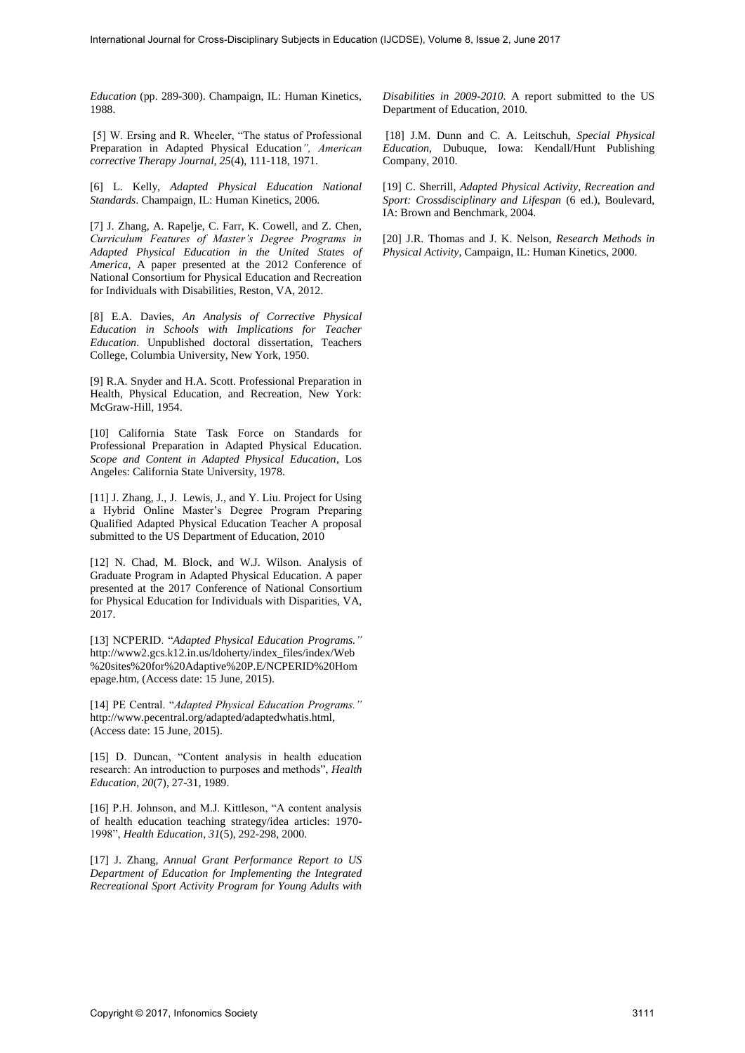*Education* (pp. 289-300). Champaign, IL: Human Kinetics, 1988.

[5] W. Ersing and R. Wheeler, "The status of Professional Preparation in Adapted Physical Education*", American corrective Therapy Journal, 25*(4), 111-118, 1971.

[6] L. Kelly, *Adapted Physical Education National Standards*. Champaign, IL: Human Kinetics, 2006.

[7] J. Zhang, A. Rapelje, C. Farr, K. Cowell, and Z. Chen, *Curriculum Features of Master's Degree Programs in Adapted Physical Education in the United States of America*, A paper presented at the 2012 Conference of National Consortium for Physical Education and Recreation for Individuals with Disabilities, Reston, VA, 2012.

[8] E.A. Davies, *An Analysis of Corrective Physical Education in Schools with Implications for Teacher Education*. Unpublished doctoral dissertation, Teachers College, Columbia University, New York, 1950.

[9] R.A. Snyder and H.A. Scott. Professional Preparation in Health, Physical Education, and Recreation, New York: McGraw-Hill, 1954.

[10] California State Task Force on Standards for Professional Preparation in Adapted Physical Education. *Scope and Content in Adapted Physical Education*, Los Angeles: California State University, 1978.

[11] J. Zhang, J., J. Lewis, J., and Y. Liu. Project for Using a Hybrid Online Master's Degree Program Preparing Qualified Adapted Physical Education Teacher A proposal submitted to the US Department of Education, 2010

[12] N. Chad, M. Block, and W.J. Wilson. Analysis of Graduate Program in Adapted Physical Education. A paper presented at the 2017 Conference of National Consortium for Physical Education for Individuals with Disparities, VA, 2017.

[13] NCPERID. "*Adapted Physical Education Programs.*" http://www2.gcs.k12.in.us/ldoherty/index_files/index/Web%20sites%20for%20Adaptive%20P.E/NCPERID%20Homepage.htm, (Access date: 15 June, 2015).

[14] PE Central. "*Adapted Physical Education Programs.*" http://www.pecentral.org/adapted/adaptedwhatis.html, (Access date: 15 June, 2015).

[15] D. Duncan, "Content analysis in health education research: An introduction to purposes and methods", *Health Education*, *20*(7), 27-31, 1989.

[16] P.H. Johnson, and M.J. Kittleson, "A content analysis of health education teaching strategy/idea articles: 1970-1998", *Health Education*, *31*(5), 292-298, 2000.

[17] J. Zhang, *Annual Grant Performance Report to US Department of Education for Implementing the Integrated Recreational Sport Activity Program for Young Adults with Disabilities in 2009-2010*. A report submitted to the US Department of Education, 2010.

[18] J.M. Dunn and C. A. Leitschuh, *Special Physical Education*, Dubuque, Iowa: Kendall/Hunt Publishing Company, 2010.

[19] C. Sherrill, *Adapted Physical Activity, Recreation and Sport: Crossdisciplinary and Lifespan* (6 ed.), Boulevard, IA: Brown and Benchmark, 2004.

[20] J.R. Thomas and J. K. Nelson, *Research Methods in Physical Activity*, Campaign, IL: Human Kinetics, 2000.